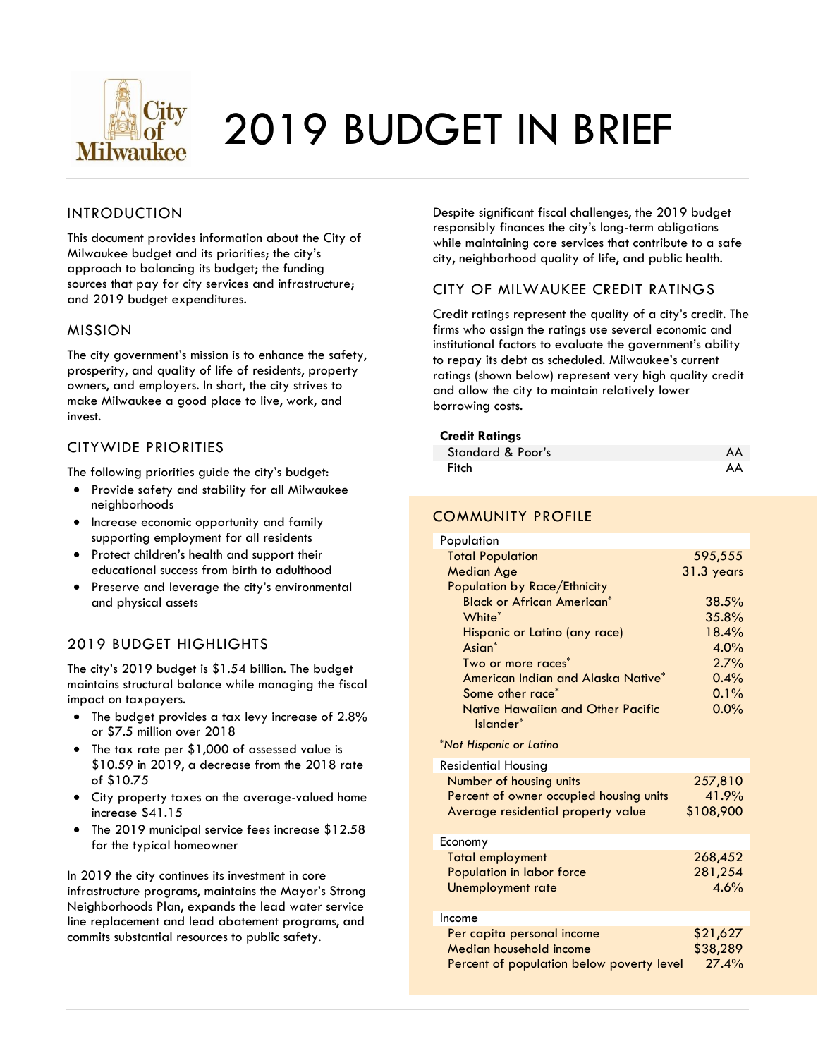# 2019 BUDGET IN BRIEF

## INTRODUCTION

This document provides information about the City of Milwaukee budget and its priorities; the city's approach to balancing its budget; the funding sources that pay for city services and infrastructure; and 2019 budget expenditures.

## MISSION

The city government's mission is to enhance the safety, prosperity, and quality of life of residents, property owners, and employers. In short, the city strives to make Milwaukee a good place to live, work, and invest.

## CITYWIDE PRIORITIES

The following priorities guide the city's budget:

- Provide safety and stability for all Milwaukee neighborhoods
- Increase economic opportunity and family supporting employment for all residents
- Protect children's health and support their educational success from birth to adulthood
- Preserve and leverage the city's environmental and physical assets

## 2019 BUDGET HIGHLIGHTS

The city's 2019 budget is $1.54 billion. The budget maintains structural balance while managing the fiscal impact on taxpayers.

- The budget provides a tax levy increase of 2.8% or $7.5 million over 2018
- The tax rate per $1,000 of assessed value is $10.59 in 2019, a decrease from the 2018 rate of $10.75
- City property taxes on the average-valued home increase $41.15
- The 2019 municipal service fees increase $12.58 for the typical homeowner

In 2019 the city continues its investment in core infrastructure programs, maintains the Mayor's Strong Neighborhoods Plan, expands the lead water service line replacement and lead abatement programs, and commits substantial resources to public safety.

Despite significant fiscal challenges, the 2019 budget responsibly finances the city's long-term obligations while maintaining core services that contribute to a safe city, neighborhood quality of life, and public health.

## CITY OF MILWAUKEE CREDIT RATINGS

Credit ratings represent the quality of a city's credit. The firms who assign the ratings use several economic and institutional factors to evaluate the government's ability to repay its debt as scheduled. Milwaukee's current ratings (shown below) represent very high quality credit and allow the city to maintain relatively lower borrowing costs.

| Credit Ratings | |
|---|---|
| Standard & Poor's | AA |
| Fitch | AA |

## COMMUNITY PROFILE

| Population | |
|---|---|
| Total Population | 595,555 |
| Median Age | 31.3 years |
| Population by Race/Ethnicity | |
| Black or African American* | 38.5% |
| White* | 35.8% |
| Hispanic or Latino (any race) | 18.4% |
| Asian* | 4.0% |
| Two or more races* | 2.7% |
| American Indian and Alaska Native* | 0.4% |
| Some other race* | 0.1% |
| Native Hawaiian and Other Pacific Islander* | 0.0% |

*Not Hispanic or Latino*

| Residential Housing | |
|---|---|
| Number of housing units | 257,810 |
| Percent of owner occupied housing units | 41.9% |
| Average residential property value | $108,900 |

| Economy | |
|---|---|
| Total employment | 268,452 |
| Population in labor force | 281,254 |
| Unemployment rate | 4.6% |

| Income | |
|---|---|
| Per capita personal income | $21,627 |
| Median household income | $38,289 |
| Percent of population below poverty level | 27.4% |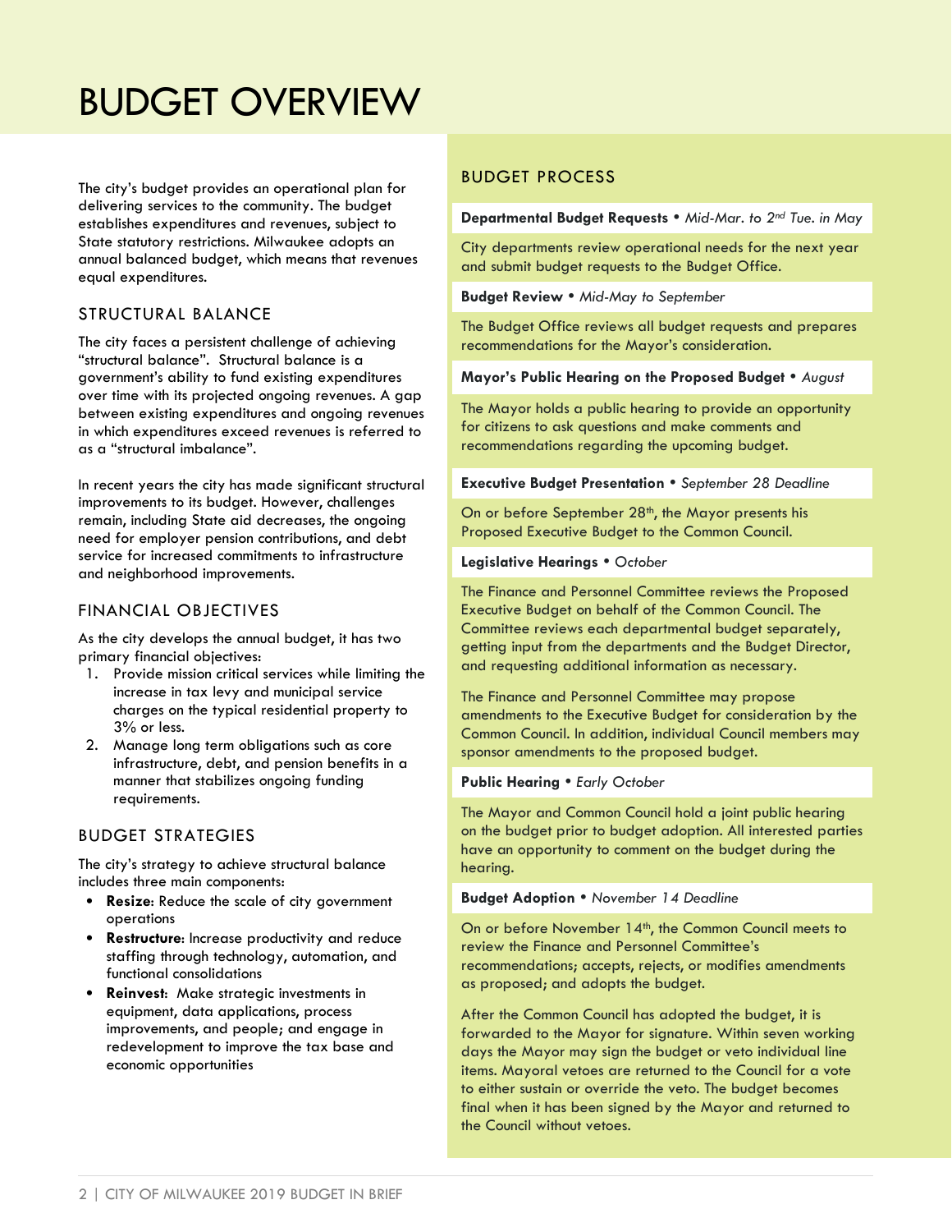# BUDGET OVERVIEW

The city's budget provides an operational plan for delivering services to the community. The budget establishes expenditures and revenues, subject to State statutory restrictions. Milwaukee adopts an annual balanced budget, which means that revenues equal expenditures.

## STRUCTURAL BALANCE

The city faces a persistent challenge of achieving "structural balance". Structural balance is a government's ability to fund existing expenditures over time with its projected ongoing revenues. A gap between existing expenditures and ongoing revenues in which expenditures exceed revenues is referred to as a "structural imbalance".

In recent years the city has made significant structural improvements to its budget. However, challenges remain, including State aid decreases, the ongoing need for employer pension contributions, and debt service for increased commitments to infrastructure and neighborhood improvements.

## FINANCIAL OBJECTIVES

As the city develops the annual budget, it has two primary financial objectives:

1. Provide mission critical services while limiting the increase in tax levy and municipal service charges on the typical residential property to 3% or less.
2. Manage long term obligations such as core infrastructure, debt, and pension benefits in a manner that stabilizes ongoing funding requirements.

## BUDGET STRATEGIES

The city's strategy to achieve structural balance includes three main components:

- **Resize**: Reduce the scale of city government operations
- **Restructure**: Increase productivity and reduce staffing through technology, automation, and functional consolidations
- **Reinvest**: Make strategic investments in equipment, data applications, process improvements, and people; and engage in redevelopment to improve the tax base and economic opportunities

## BUDGET PROCESS

**Departmental Budget Requests** • *Mid-Mar. to 2nd Tue. in May*

City departments review operational needs for the next year and submit budget requests to the Budget Office.

**Budget Review** • *Mid-May to September*

The Budget Office reviews all budget requests and prepares recommendations for the Mayor's consideration.

**Mayor's Public Hearing on the Proposed Budget** • *August*

The Mayor holds a public hearing to provide an opportunity for citizens to ask questions and make comments and recommendations regarding the upcoming budget.

**Executive Budget Presentation** • *September 28 Deadline*

On or before September 28th, the Mayor presents his Proposed Executive Budget to the Common Council.

**Legislative Hearings** • *October*

The Finance and Personnel Committee reviews the Proposed Executive Budget on behalf of the Common Council. The Committee reviews each departmental budget separately, getting input from the departments and the Budget Director, and requesting additional information as necessary.

The Finance and Personnel Committee may propose amendments to the Executive Budget for consideration by the Common Council. In addition, individual Council members may sponsor amendments to the proposed budget.

**Public Hearing** • *Early October*

The Mayor and Common Council hold a joint public hearing on the budget prior to budget adoption. All interested parties have an opportunity to comment on the budget during the hearing.

**Budget Adoption** • *November 14 Deadline*

On or before November 14th, the Common Council meets to review the Finance and Personnel Committee's recommendations; accepts, rejects, or modifies amendments as proposed; and adopts the budget.

After the Common Council has adopted the budget, it is forwarded to the Mayor for signature. Within seven working days the Mayor may sign the budget or veto individual line items. Mayoral vetoes are returned to the Council for a vote to either sustain or override the veto. The budget becomes final when it has been signed by the Mayor and returned to the Council without vetoes.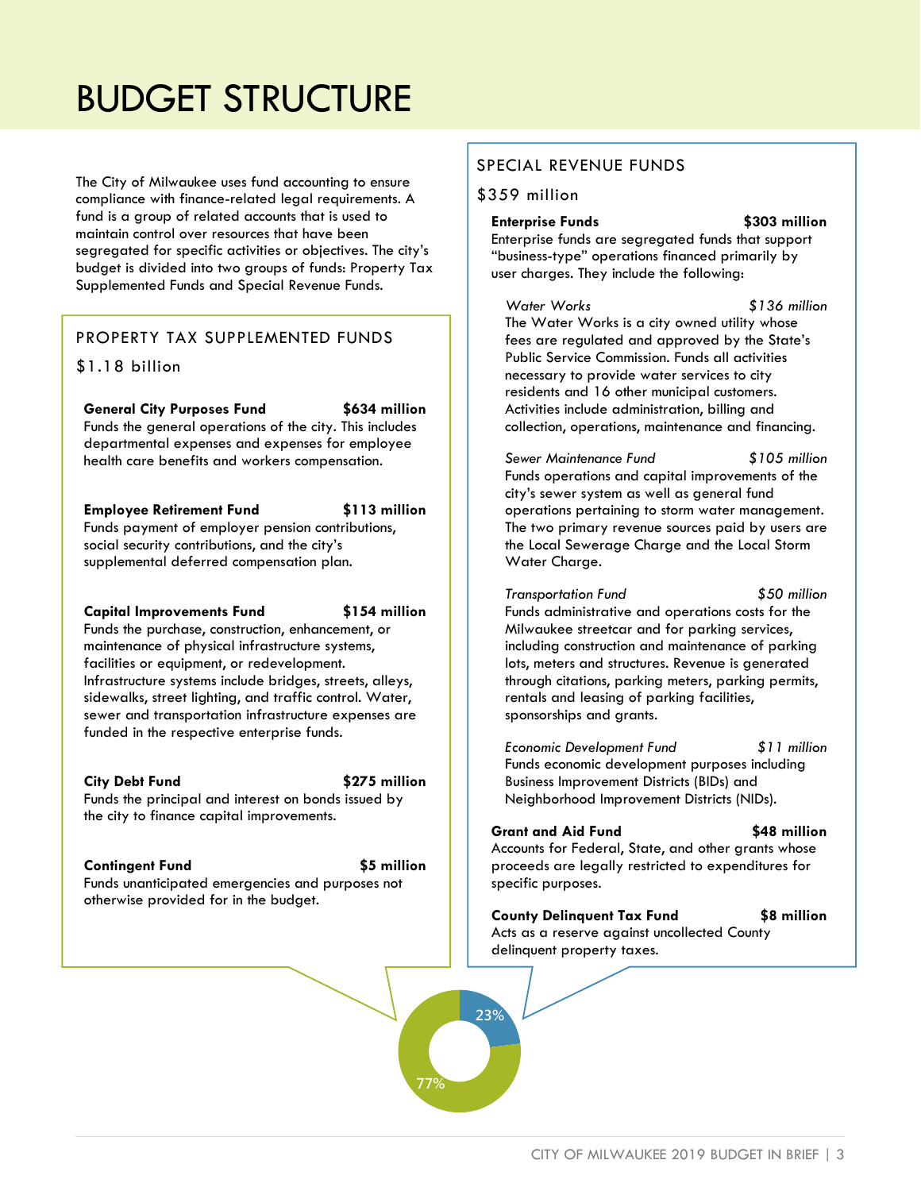# BUDGET STRUCTURE

The City of Milwaukee uses fund accounting to ensure compliance with finance-related legal requirements. A fund is a group of related accounts that is used to maintain control over resources that have been segregated for specific activities or objectives. The city's budget is divided into two groups of funds: Property Tax Supplemented Funds and Special Revenue Funds.

## PROPERTY TAX SUPPLEMENTED FUNDS

$1.18 billion

**General City Purposes Fund** **$634 million**
Funds the general operations of the city. This includes departmental expenses and expenses for employee health care benefits and workers compensation.

**Employee Retirement Fund** **$113 million**
Funds payment of employer pension contributions, social security contributions, and the city's supplemental deferred compensation plan.

**Capital Improvements Fund** **$154 million**
Funds the purchase, construction, enhancement, or maintenance of physical infrastructure systems, facilities or equipment, or redevelopment. Infrastructure systems include bridges, streets, alleys, sidewalks, street lighting, and traffic control. Water, sewer and transportation infrastructure expenses are funded in the respective enterprise funds.

**City Debt Fund** **$275 million**
Funds the principal and interest on bonds issued by the city to finance capital improvements.

**Contingent Fund** **$5 million**
Funds unanticipated emergencies and purposes not otherwise provided for in the budget.

## SPECIAL REVENUE FUNDS

$359 million

**Enterprise Funds** **$303 million**
Enterprise funds are segregated funds that support "business-type" operations financed primarily by user charges. They include the following:

*Water Works* *$136 million*
The Water Works is a city owned utility whose fees are regulated and approved by the State's Public Service Commission. Funds all activities necessary to provide water services to city residents and 16 other municipal customers. Activities include administration, billing and collection, operations, maintenance and financing.

*Sewer Maintenance Fund* *$105 million*
Funds operations and capital improvements of the city's sewer system as well as general fund operations pertaining to storm water management. The two primary revenue sources paid by users are the Local Sewerage Charge and the Local Storm Water Charge.

*Transportation Fund* *$50 million*
Funds administrative and operations costs for the Milwaukee streetcar and for parking services, including construction and maintenance of parking lots, meters and structures. Revenue is generated through citations, parking meters, parking permits, rentals and leasing of parking facilities, sponsorships and grants.

*Economic Development Fund* *$11 million*
Funds economic development purposes including Business Improvement Districts (BIDs) and Neighborhood Improvement Districts (NIDs).

**Grant and Aid Fund** **$48 million**
Accounts for Federal, State, and other grants whose proceeds are legally restricted to expenditures for specific purposes.

**County Delinquent Tax Fund** **$8 million**
Acts as a reserve against uncollected County delinquent property taxes.

23%

77%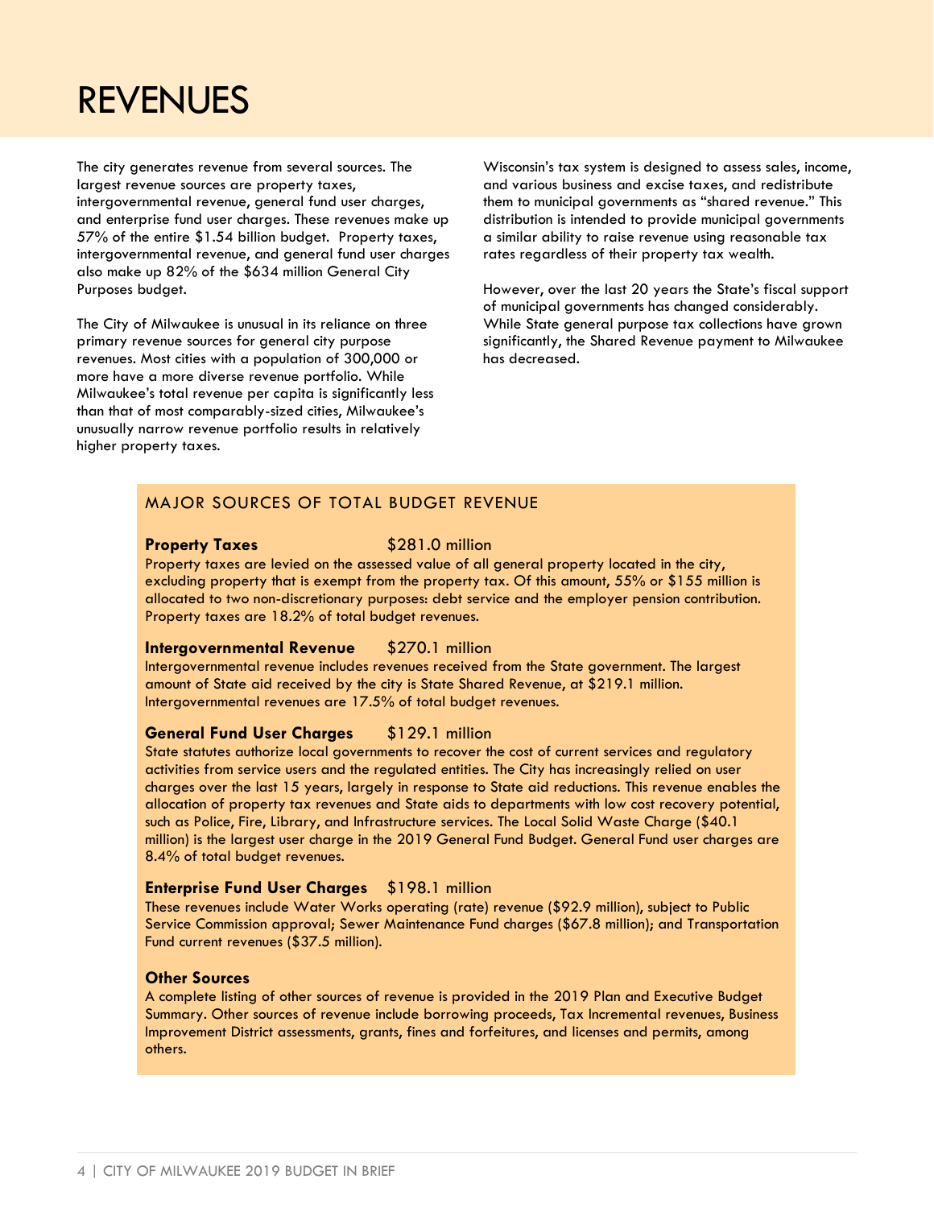# REVENUES

The city generates revenue from several sources. The largest revenue sources are property taxes, intergovernmental revenue, general fund user charges, and enterprise fund user charges. These revenues make up 57% of the entire $1.54 billion budget. Property taxes, intergovernmental revenue, and general fund user charges also make up 82% of the $634 million General City Purposes budget.

The City of Milwaukee is unusual in its reliance on three primary revenue sources for general city purpose revenues. Most cities with a population of 300,000 or more have a more diverse revenue portfolio. While Milwaukee's total revenue per capita is significantly less than that of most comparably-sized cities, Milwaukee's unusually narrow revenue portfolio results in relatively higher property taxes.

Wisconsin's tax system is designed to assess sales, income, and various business and excise taxes, and redistribute them to municipal governments as "shared revenue." This distribution is intended to provide municipal governments a similar ability to raise revenue using reasonable tax rates regardless of their property tax wealth.

However, over the last 20 years the State's fiscal support of municipal governments has changed considerably. While State general purpose tax collections have grown significantly, the Shared Revenue payment to Milwaukee has decreased.

## MAJOR SOURCES OF TOTAL BUDGET REVENUE

**Property Taxes** $281.0 million

Property taxes are levied on the assessed value of all general property located in the city, excluding property that is exempt from the property tax. Of this amount, 55% or $155 million is allocated to two non-discretionary purposes: debt service and the employer pension contribution. Property taxes are 18.2% of total budget revenues.

**Intergovernmental Revenue** $270.1 million

Intergovernmental revenue includes revenues received from the State government. The largest amount of State aid received by the city is State Shared Revenue, at $219.1 million. Intergovernmental revenues are 17.5% of total budget revenues.

**General Fund User Charges** $129.1 million

State statutes authorize local governments to recover the cost of current services and regulatory activities from service users and the regulated entities. The City has increasingly relied on user charges over the last 15 years, largely in response to State aid reductions. This revenue enables the allocation of property tax revenues and State aids to departments with low cost recovery potential, such as Police, Fire, Library, and Infrastructure services. The Local Solid Waste Charge ($40.1 million) is the largest user charge in the 2019 General Fund Budget. General Fund user charges are 8.4% of total budget revenues.

**Enterprise Fund User Charges** $198.1 million

These revenues include Water Works operating (rate) revenue ($92.9 million), subject to Public Service Commission approval; Sewer Maintenance Fund charges ($67.8 million); and Transportation Fund current revenues ($37.5 million).

**Other Sources**

A complete listing of other sources of revenue is provided in the 2019 Plan and Executive Budget Summary. Other sources of revenue include borrowing proceeds, Tax Incremental revenues, Business Improvement District assessments, grants, fines and forfeitures, and licenses and permits, among others.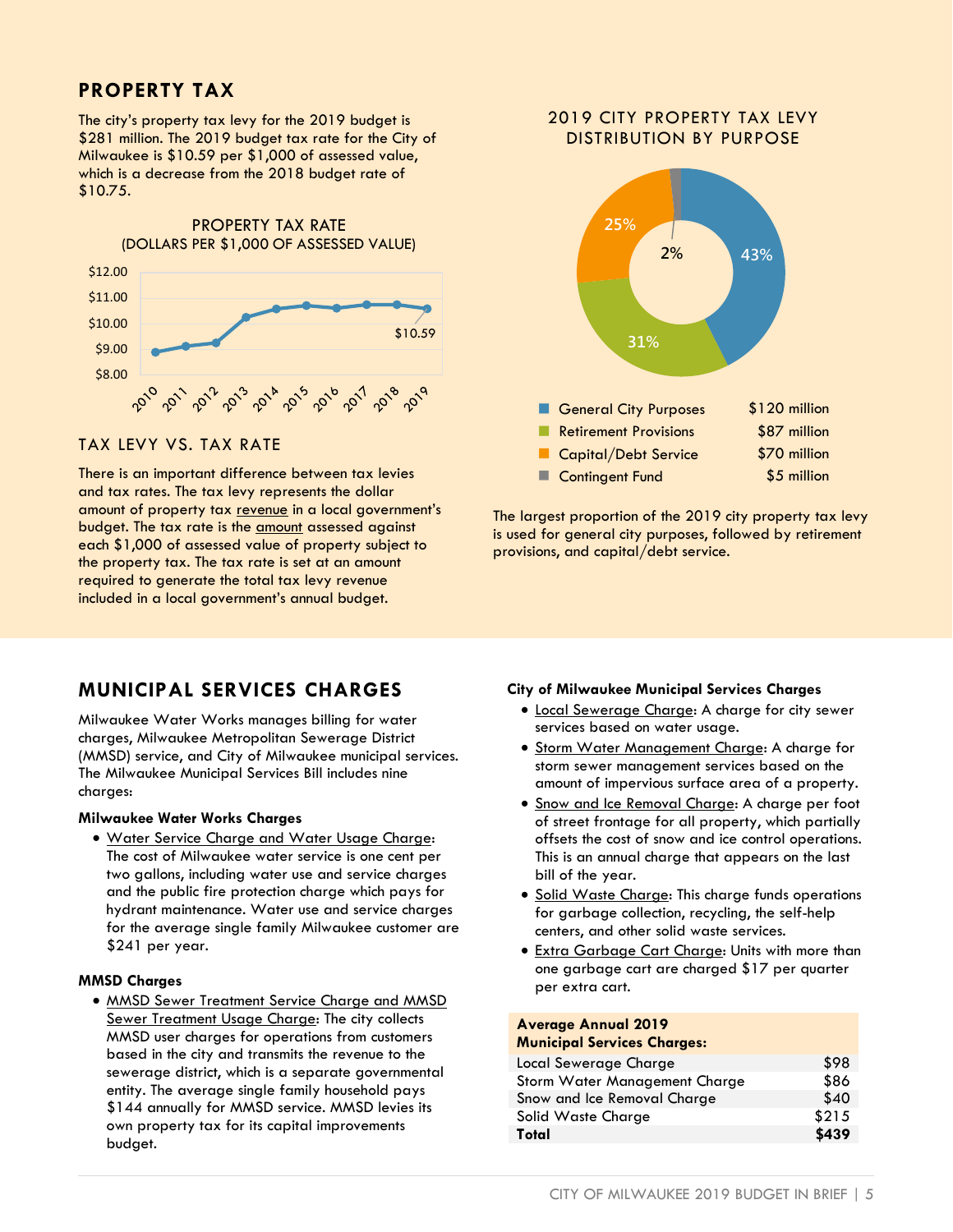## PROPERTY TAX

The city's property tax levy for the 2019 budget is $281 million. The 2019 budget tax rate for the City of Milwaukee is $10.59 per $1,000 of assessed value, which is a decrease from the 2018 budget rate of $10.75.

PROPERTY TAX RATE
(DOLLARS PER $1,000 OF ASSESSED VALUE)

$10.59

### TAX LEVY VS. TAX RATE

There is an important difference between tax levies and tax rates. The tax levy represents the dollar amount of property tax revenue in a local government's budget. The tax rate is the amount assessed against each $1,000 of assessed value of property subject to the property tax. The tax rate is set at an amount required to generate the total tax levy revenue included in a local government's annual budget.

2019 CITY PROPERTY TAX LEVY DISTRIBUTION BY PURPOSE

| Purpose | Amount | Share |
|---|---|---|
| General City Purposes | $120 million | 43% |
| Retirement Provisions | $87 million | 31% |
| Capital/Debt Service | $70 million | 25% |
| Contingent Fund | $5 million | 2% |

The largest proportion of the 2019 city property tax levy is used for general city purposes, followed by retirement provisions, and capital/debt service.

## MUNICIPAL SERVICES CHARGES

Milwaukee Water Works manages billing for water charges, Milwaukee Metropolitan Sewerage District (MMSD) service, and City of Milwaukee municipal services. The Milwaukee Municipal Services Bill includes nine charges:

**Milwaukee Water Works Charges**

- Water Service Charge and Water Usage Charge: The cost of Milwaukee water service is one cent per two gallons, including water use and service charges and the public fire protection charge which pays for hydrant maintenance. Water use and service charges for the average single family Milwaukee customer are $241 per year.

**MMSD Charges**

- MMSD Sewer Treatment Service Charge and MMSD Sewer Treatment Usage Charge: The city collects MMSD user charges for operations from customers based in the city and transmits the revenue to the sewerage district, which is a separate governmental entity. The average single family household pays $144 annually for MMSD service. MMSD levies its own property tax for its capital improvements budget.

**City of Milwaukee Municipal Services Charges**

- Local Sewerage Charge: A charge for city sewer services based on water usage.
- Storm Water Management Charge: A charge for storm sewer management services based on the amount of impervious surface area of a property.
- Snow and Ice Removal Charge: A charge per foot of street frontage for all property, which partially offsets the cost of snow and ice control operations. This is an annual charge that appears on the last bill of the year.
- Solid Waste Charge: This charge funds operations for garbage collection, recycling, the self-help centers, and other solid waste services.
- Extra Garbage Cart Charge: Units with more than one garbage cart are charged $17 per quarter per extra cart.

| Average Annual 2019 Municipal Services Charges: | |
|---|---|
| Local Sewerage Charge | $98 |
| Storm Water Management Charge | $86 |
| Snow and Ice Removal Charge | $40 |
| Solid Waste Charge | $215 |
| **Total** | **$439** |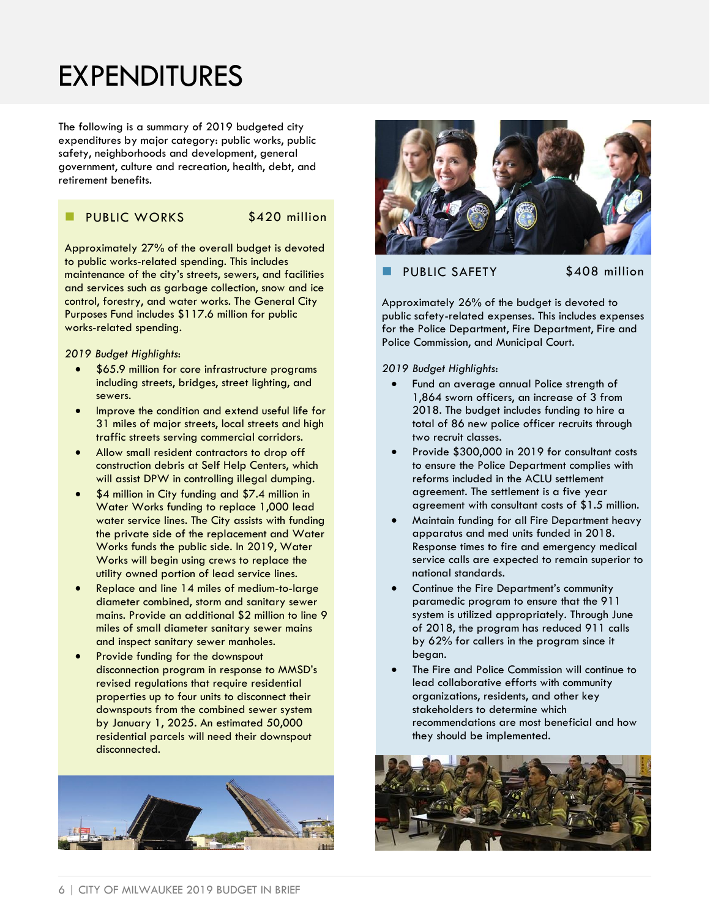# EXPENDITURES

The following is a summary of 2019 budgeted city expenditures by major category: public works, public safety, neighborhoods and development, general government, culture and recreation, health, debt, and retirement benefits.

## PUBLIC WORKS $420 million

Approximately 27% of the overall budget is devoted to public works-related spending. This includes maintenance of the city's streets, sewers, and facilities and services such as garbage collection, snow and ice control, forestry, and water works. The General City Purposes Fund includes $117.6 million for public works-related spending.

*2019 Budget Highlights*:

- $65.9 million for core infrastructure programs including streets, bridges, street lighting, and sewers.
- Improve the condition and extend useful life for 31 miles of major streets, local streets and high traffic streets serving commercial corridors.
- Allow small resident contractors to drop off construction debris at Self Help Centers, which will assist DPW in controlling illegal dumping.
- $4 million in City funding and $7.4 million in Water Works funding to replace 1,000 lead water service lines. The City assists with funding the private side of the replacement and Water Works funds the public side. In 2019, Water Works will begin using crews to replace the utility owned portion of lead service lines.
- Replace and line 14 miles of medium-to-large diameter combined, storm and sanitary sewer mains. Provide an additional $2 million to line 9 miles of small diameter sanitary sewer mains and inspect sanitary sewer manholes.
- Provide funding for the downspout disconnection program in response to MMSD's revised regulations that require residential properties up to four units to disconnect their downspouts from the combined sewer system by January 1, 2025. An estimated 50,000 residential parcels will need their downspout disconnected.

## PUBLIC SAFETY $408 million

Approximately 26% of the budget is devoted to public safety-related expenses. This includes expenses for the Police Department, Fire Department, Fire and Police Commission, and Municipal Court.

*2019 Budget Highlights*:

- Fund an average annual Police strength of 1,864 sworn officers, an increase of 3 from 2018. The budget includes funding to hire a total of 86 new police officer recruits through two recruit classes.
- Provide $300,000 in 2019 for consultant costs to ensure the Police Department complies with reforms included in the ACLU settlement agreement. The settlement is a five year agreement with consultant costs of $1.5 million.
- Maintain funding for all Fire Department heavy apparatus and med units funded in 2018. Response times to fire and emergency medical service calls are expected to remain superior to national standards.
- Continue the Fire Department's community paramedic program to ensure that the 911 system is utilized appropriately. Through June of 2018, the program has reduced 911 calls by 62% for callers in the program since it began.
- The Fire and Police Commission will continue to lead collaborative efforts with community organizations, residents, and other key stakeholders to determine which recommendations are most beneficial and how they should be implemented.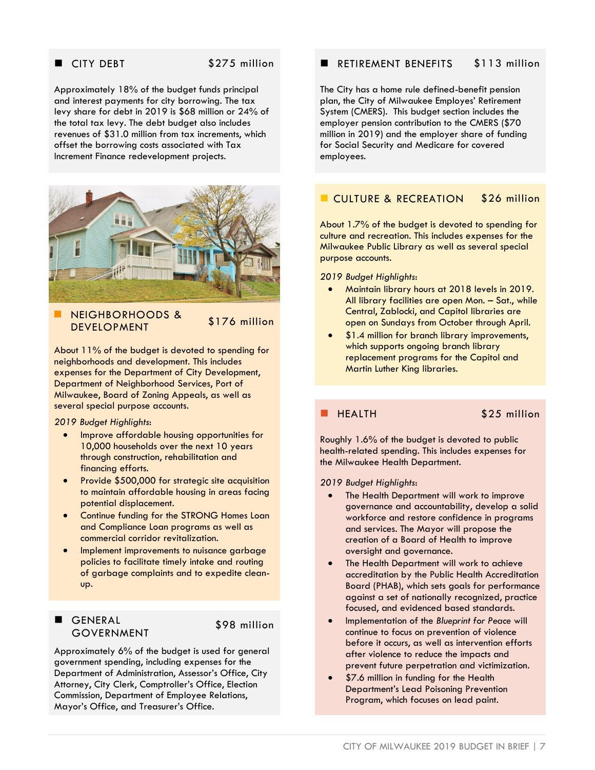## CITY DEBT — $275 million

Approximately 18% of the budget funds principal and interest payments for city borrowing. The tax levy share for debt in 2019 is $68 million or 24% of the total tax levy. The debt budget also includes revenues of $31.0 million from tax increments, which offset the borrowing costs associated with Tax Increment Finance redevelopment projects.

## NEIGHBORHOODS & DEVELOPMENT — $176 million

About 11% of the budget is devoted to spending for neighborhoods and development. This includes expenses for the Department of City Development, Department of Neighborhood Services, Port of Milwaukee, Board of Zoning Appeals, as well as several special purpose accounts.

*2019 Budget Highlights*:

- Improve affordable housing opportunities for 10,000 households over the next 10 years through construction, rehabilitation and financing efforts.
- Provide $500,000 for strategic site acquisition to maintain affordable housing in areas facing potential displacement.
- Continue funding for the STRONG Homes Loan and Compliance Loan programs as well as commercial corridor revitalization.
- Implement improvements to nuisance garbage policies to facilitate timely intake and routing of garbage complaints and to expedite clean-up.

## GENERAL GOVERNMENT — $98 million

Approximately 6% of the budget is used for general government spending, including expenses for the Department of Administration, Assessor's Office, City Attorney, City Clerk, Comptroller's Office, Election Commission, Department of Employee Relations, Mayor's Office, and Treasurer's Office.

## RETIREMENT BENEFITS — $113 million

The City has a home rule defined-benefit pension plan, the City of Milwaukee Employes' Retirement System (CMERS). This budget section includes the employer pension contribution to the CMERS ($70 million in 2019) and the employer share of funding for Social Security and Medicare for covered employees.

## CULTURE & RECREATION — $26 million

About 1.7% of the budget is devoted to spending for culture and recreation. This includes expenses for the Milwaukee Public Library as well as several special purpose accounts.

*2019 Budget Highlights*:

- Maintain library hours at 2018 levels in 2019. All library facilities are open Mon. – Sat., while Central, Zablocki, and Capitol libraries are open on Sundays from October through April.
- $1.4 million for branch library improvements, which supports ongoing branch library replacement programs for the Capitol and Martin Luther King libraries.

## HEALTH — $25 million

Roughly 1.6% of the budget is devoted to public health-related spending. This includes expenses for the Milwaukee Health Department.

*2019 Budget Highlights*:

- The Health Department will work to improve governance and accountability, develop a solid workforce and restore confidence in programs and services. The Mayor will propose the creation of a Board of Health to improve oversight and governance.
- The Health Department will work to achieve accreditation by the Public Health Accreditation Board (PHAB), which sets goals for performance against a set of nationally recognized, practice focused, and evidenced based standards.
- Implementation of the *Blueprint for Peace* will continue to focus on prevention of violence before it occurs, as well as intervention efforts after violence to reduce the impacts and prevent future perpetration and victimization.
- $7.6 million in funding for the Health Department's Lead Poisoning Prevention Program, which focuses on lead paint.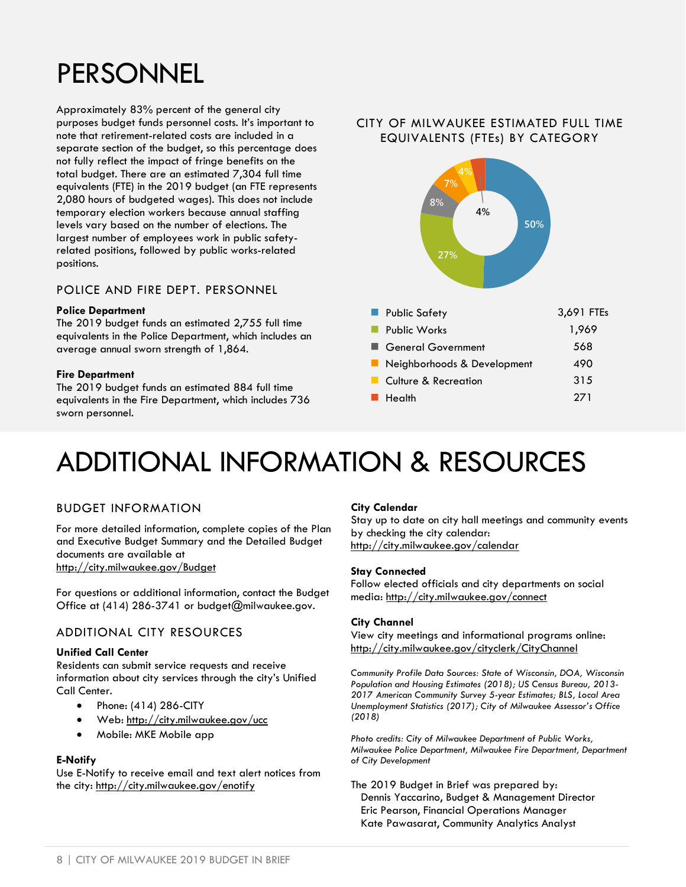# PERSONNEL

Approximately 83% percent of the general city purposes budget funds personnel costs. It's important to note that retirement-related costs are included in a separate section of the budget, so this percentage does not fully reflect the impact of fringe benefits on the total budget. There are an estimated 7,304 full time equivalents (FTE) in the 2019 budget (an FTE represents 2,080 hours of budgeted wages). This does not include temporary election workers because annual staffing levels vary based on the number of elections. The largest number of employees work in public safety-related positions, followed by public works-related positions.

## POLICE AND FIRE DEPT. PERSONNEL

**Police Department**
The 2019 budget funds an estimated 2,755 full time equivalents in the Police Department, which includes an average annual sworn strength of 1,864.

**Fire Department**
The 2019 budget funds an estimated 884 full time equivalents in the Fire Department, which includes 736 sworn personnel.

CITY OF MILWAUKEE ESTIMATED FULL TIME EQUIVALENTS (FTEs) BY CATEGORY

50%
27%
8%
7%
4%
4%

Public Safety 3,691 FTEs
Public Works 1,969
General Government 568
Neighborhoods & Development 490
Culture & Recreation 315
Health 271

# ADDITIONAL INFORMATION & RESOURCES

## BUDGET INFORMATION

For more detailed information, complete copies of the Plan and Executive Budget Summary and the Detailed Budget documents are available at http://city.milwaukee.gov/Budget

For questions or additional information, contact the Budget Office at (414) 286-3741 or budget@milwaukee.gov.

## ADDITIONAL CITY RESOURCES

**Unified Call Center**
Residents can submit service requests and receive information about city services through the city's Unified Call Center.

- Phone: (414) 286-CITY
- Web: http://city.milwaukee.gov/ucc
- Mobile: MKE Mobile app

**E-Notify**
Use E-Notify to receive email and text alert notices from the city: http://city.milwaukee.gov/enotify

**City Calendar**
Stay up to date on city hall meetings and community events by checking the city calendar: http://city.milwaukee.gov/calendar

**Stay Connected**
Follow elected officials and city departments on social media: http://city.milwaukee.gov/connect

**City Channel**
View city meetings and informational programs online: http://city.milwaukee.gov/cityclerk/CityChannel

*Community Profile Data Sources: State of Wisconsin, DOA, Wisconsin Population and Housing Estimates (2018); US Census Bureau, 2013-2017 American Community Survey 5-year Estimates; BLS, Local Area Unemployment Statistics (2017); City of Milwaukee Assessor's Office (2018)*

*Photo credits: City of Milwaukee Department of Public Works, Milwaukee Police Department, Milwaukee Fire Department, Department of City Development*

The 2019 Budget in Brief was prepared by:
Dennis Yaccarino, Budget & Management Director
Eric Pearson, Financial Operations Manager
Kate Pawasarat, Community Analytics Analyst